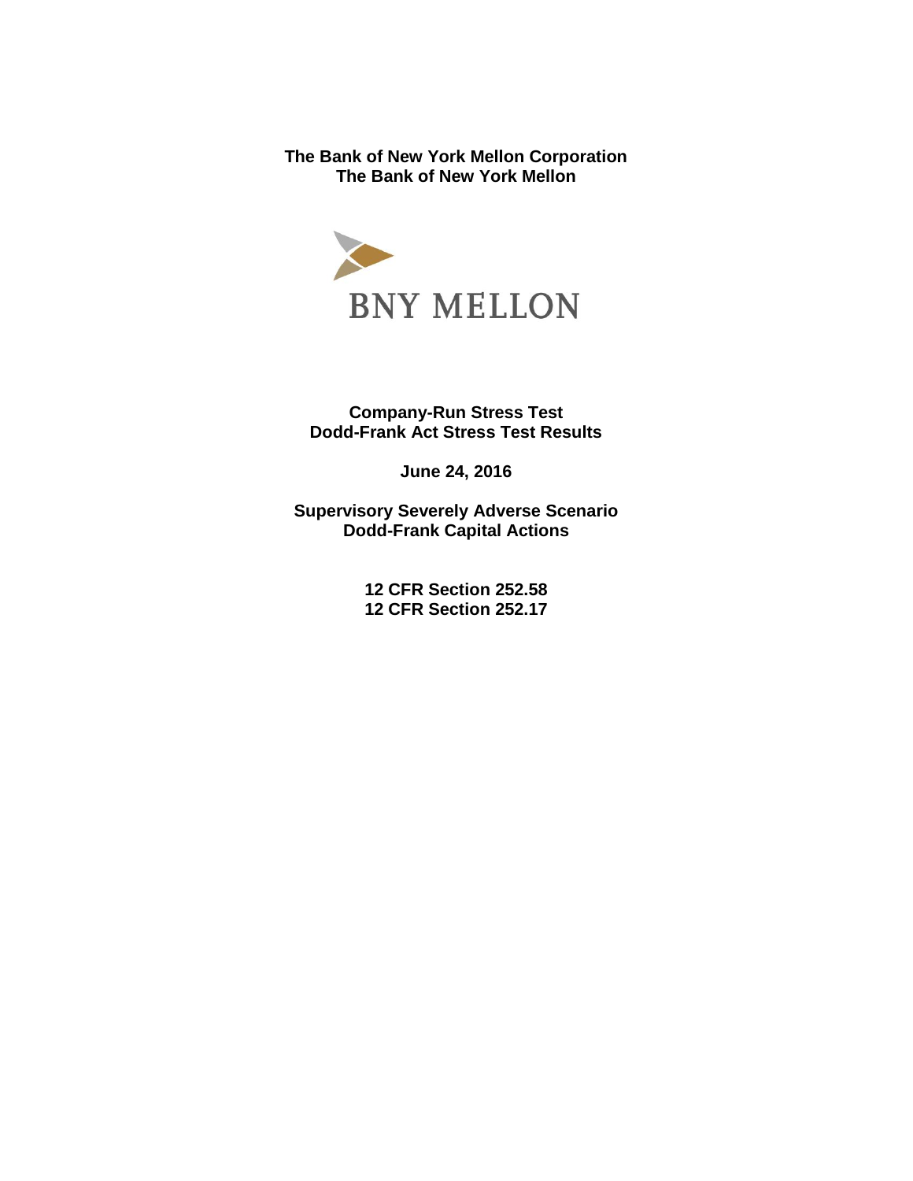**The Bank of New York Mellon Corporation**
**The Bank of New York Mellon**

BNY MELLON

# Company-Run Stress Test
# Dodd-Frank Act Stress Test Results

**June 24, 2016**

**Supervisory Severely Adverse Scenario**
**Dodd-Frank Capital Actions**

**12 CFR Section 252.58**
**12 CFR Section 252.17**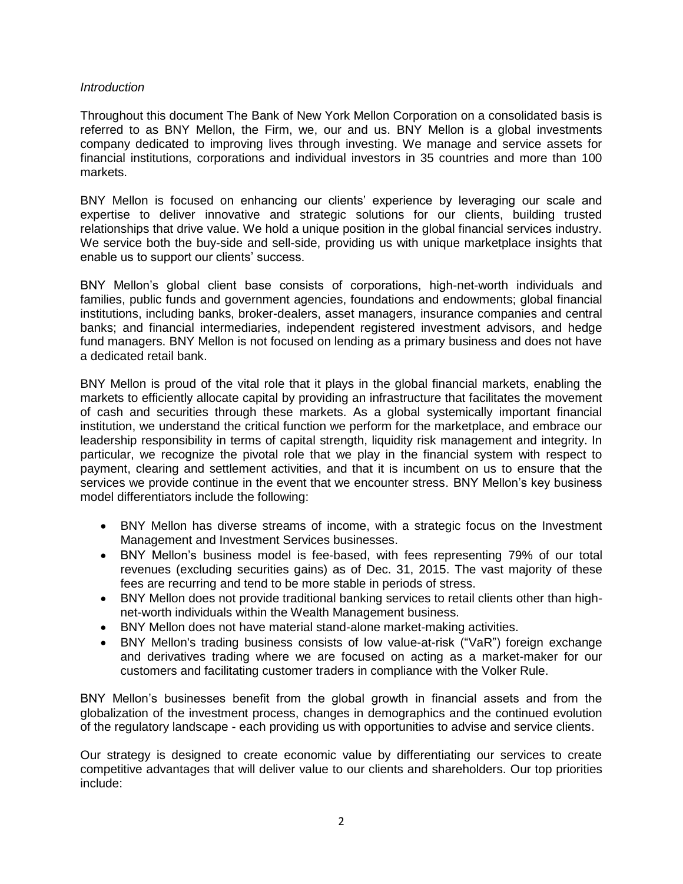*Introduction*

Throughout this document The Bank of New York Mellon Corporation on a consolidated basis is referred to as BNY Mellon, the Firm, we, our and us. BNY Mellon is a global investments company dedicated to improving lives through investing. We manage and service assets for financial institutions, corporations and individual investors in 35 countries and more than 100 markets.

BNY Mellon is focused on enhancing our clients' experience by leveraging our scale and expertise to deliver innovative and strategic solutions for our clients, building trusted relationships that drive value. We hold a unique position in the global financial services industry. We service both the buy-side and sell-side, providing us with unique marketplace insights that enable us to support our clients' success.

BNY Mellon's global client base consists of corporations, high-net-worth individuals and families, public funds and government agencies, foundations and endowments; global financial institutions, including banks, broker-dealers, asset managers, insurance companies and central banks; and financial intermediaries, independent registered investment advisors, and hedge fund managers. BNY Mellon is not focused on lending as a primary business and does not have a dedicated retail bank.

BNY Mellon is proud of the vital role that it plays in the global financial markets, enabling the markets to efficiently allocate capital by providing an infrastructure that facilitates the movement of cash and securities through these markets. As a global systemically important financial institution, we understand the critical function we perform for the marketplace, and embrace our leadership responsibility in terms of capital strength, liquidity risk management and integrity. In particular, we recognize the pivotal role that we play in the financial system with respect to payment, clearing and settlement activities, and that it is incumbent on us to ensure that the services we provide continue in the event that we encounter stress. BNY Mellon's key business model differentiators include the following:

- BNY Mellon has diverse streams of income, with a strategic focus on the Investment Management and Investment Services businesses.
- BNY Mellon's business model is fee-based, with fees representing 79% of our total revenues (excluding securities gains) as of Dec. 31, 2015. The vast majority of these fees are recurring and tend to be more stable in periods of stress.
- BNY Mellon does not provide traditional banking services to retail clients other than high-net-worth individuals within the Wealth Management business.
- BNY Mellon does not have material stand-alone market-making activities.
- BNY Mellon's trading business consists of low value-at-risk ("VaR") foreign exchange and derivatives trading where we are focused on acting as a market-maker for our customers and facilitating customer traders in compliance with the Volker Rule.

BNY Mellon's businesses benefit from the global growth in financial assets and from the globalization of the investment process, changes in demographics and the continued evolution of the regulatory landscape - each providing us with opportunities to advise and service clients.

Our strategy is designed to create economic value by differentiating our services to create competitive advantages that will deliver value to our clients and shareholders. Our top priorities include: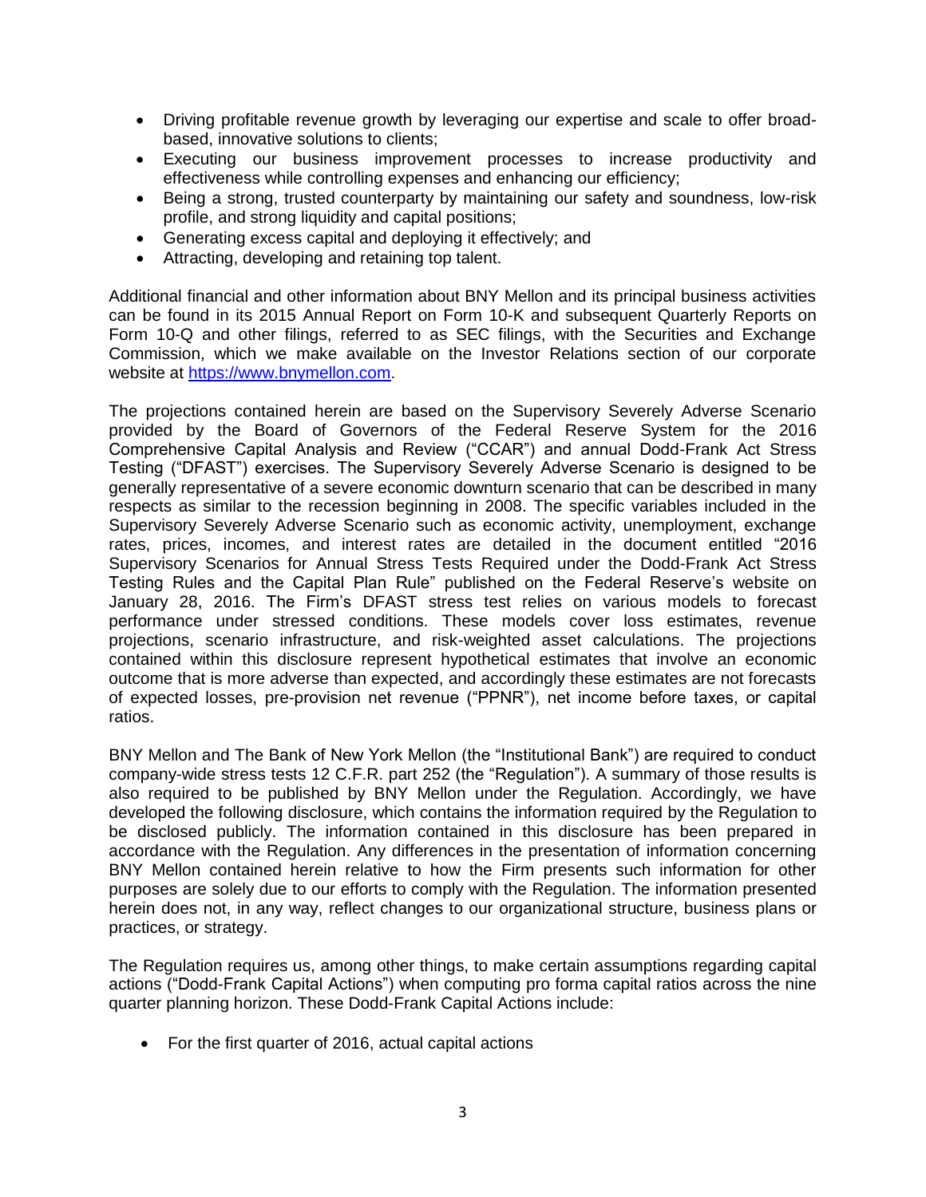- Driving profitable revenue growth by leveraging our expertise and scale to offer broad-based, innovative solutions to clients;
- Executing our business improvement processes to increase productivity and effectiveness while controlling expenses and enhancing our efficiency;
- Being a strong, trusted counterparty by maintaining our safety and soundness, low-risk profile, and strong liquidity and capital positions;
- Generating excess capital and deploying it effectively; and
- Attracting, developing and retaining top talent.

Additional financial and other information about BNY Mellon and its principal business activities can be found in its 2015 Annual Report on Form 10-K and subsequent Quarterly Reports on Form 10-Q and other filings, referred to as SEC filings, with the Securities and Exchange Commission, which we make available on the Investor Relations section of our corporate website at [https://www.bnymellon.com](https://www.bnymellon.com).

The projections contained herein are based on the Supervisory Severely Adverse Scenario provided by the Board of Governors of the Federal Reserve System for the 2016 Comprehensive Capital Analysis and Review ("CCAR") and annual Dodd-Frank Act Stress Testing ("DFAST") exercises. The Supervisory Severely Adverse Scenario is designed to be generally representative of a severe economic downturn scenario that can be described in many respects as similar to the recession beginning in 2008. The specific variables included in the Supervisory Severely Adverse Scenario such as economic activity, unemployment, exchange rates, prices, incomes, and interest rates are detailed in the document entitled "2016 Supervisory Scenarios for Annual Stress Tests Required under the Dodd-Frank Act Stress Testing Rules and the Capital Plan Rule" published on the Federal Reserve's website on January 28, 2016. The Firm's DFAST stress test relies on various models to forecast performance under stressed conditions. These models cover loss estimates, revenue projections, scenario infrastructure, and risk-weighted asset calculations. The projections contained within this disclosure represent hypothetical estimates that involve an economic outcome that is more adverse than expected, and accordingly these estimates are not forecasts of expected losses, pre-provision net revenue ("PPNR"), net income before taxes, or capital ratios.

BNY Mellon and The Bank of New York Mellon (the "Institutional Bank") are required to conduct company-wide stress tests 12 C.F.R. part 252 (the "Regulation"). A summary of those results is also required to be published by BNY Mellon under the Regulation. Accordingly, we have developed the following disclosure, which contains the information required by the Regulation to be disclosed publicly. The information contained in this disclosure has been prepared in accordance with the Regulation. Any differences in the presentation of information concerning BNY Mellon contained herein relative to how the Firm presents such information for other purposes are solely due to our efforts to comply with the Regulation. The information presented herein does not, in any way, reflect changes to our organizational structure, business plans or practices, or strategy.

The Regulation requires us, among other things, to make certain assumptions regarding capital actions ("Dodd-Frank Capital Actions") when computing pro forma capital ratios across the nine quarter planning horizon. These Dodd-Frank Capital Actions include:

- For the first quarter of 2016, actual capital actions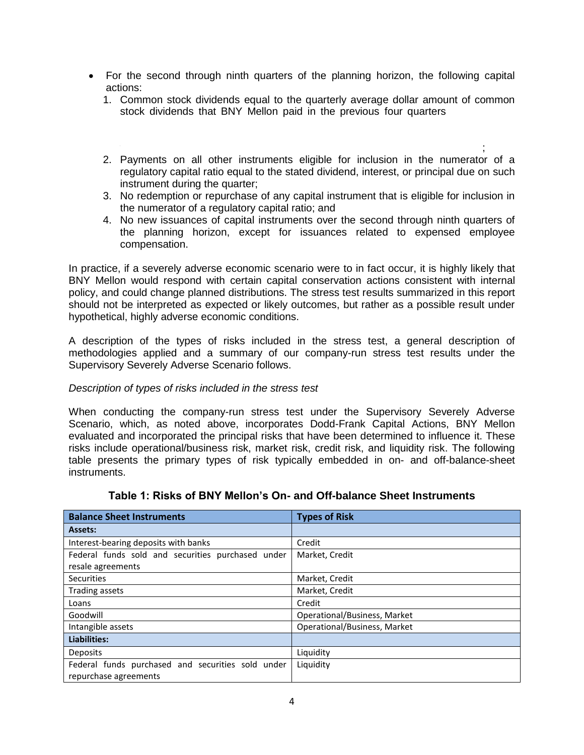- For the second through ninth quarters of the planning horizon, the following capital actions:
  1. Common stock dividends equal to the quarterly average dollar amount of common stock dividends that BNY Mellon paid in the previous four quarters ;
  2. Payments on all other instruments eligible for inclusion in the numerator of a regulatory capital ratio equal to the stated dividend, interest, or principal due on such instrument during the quarter;
  3. No redemption or repurchase of any capital instrument that is eligible for inclusion in the numerator of a regulatory capital ratio; and
  4. No new issuances of capital instruments over the second through ninth quarters of the planning horizon, except for issuances related to expensed employee compensation.

In practice, if a severely adverse economic scenario were to in fact occur, it is highly likely that BNY Mellon would respond with certain capital conservation actions consistent with internal policy, and could change planned distributions. The stress test results summarized in this report should not be interpreted as expected or likely outcomes, but rather as a possible result under hypothetical, highly adverse economic conditions.

A description of the types of risks included in the stress test, a general description of methodologies applied and a summary of our company-run stress test results under the Supervisory Severely Adverse Scenario follows.

*Description of types of risks included in the stress test*

When conducting the company-run stress test under the Supervisory Severely Adverse Scenario, which, as noted above, incorporates Dodd-Frank Capital Actions, BNY Mellon evaluated and incorporated the principal risks that have been determined to influence it. These risks include operational/business risk, market risk, credit risk, and liquidity risk. The following table presents the primary types of risk typically embedded in on- and off-balance-sheet instruments.

**Table 1: Risks of BNY Mellon's On- and Off-balance Sheet Instruments**

| Balance Sheet Instruments | Types of Risk |
|---|---|
| **Assets:** | |
| Interest-bearing deposits with banks | Credit |
| Federal funds sold and securities purchased under resale agreements | Market, Credit |
| Securities | Market, Credit |
| Trading assets | Market, Credit |
| Loans | Credit |
| Goodwill | Operational/Business, Market |
| Intangible assets | Operational/Business, Market |
| **Liabilities:** | |
| Deposits | Liquidity |
| Federal funds purchased and securities sold under repurchase agreements | Liquidity |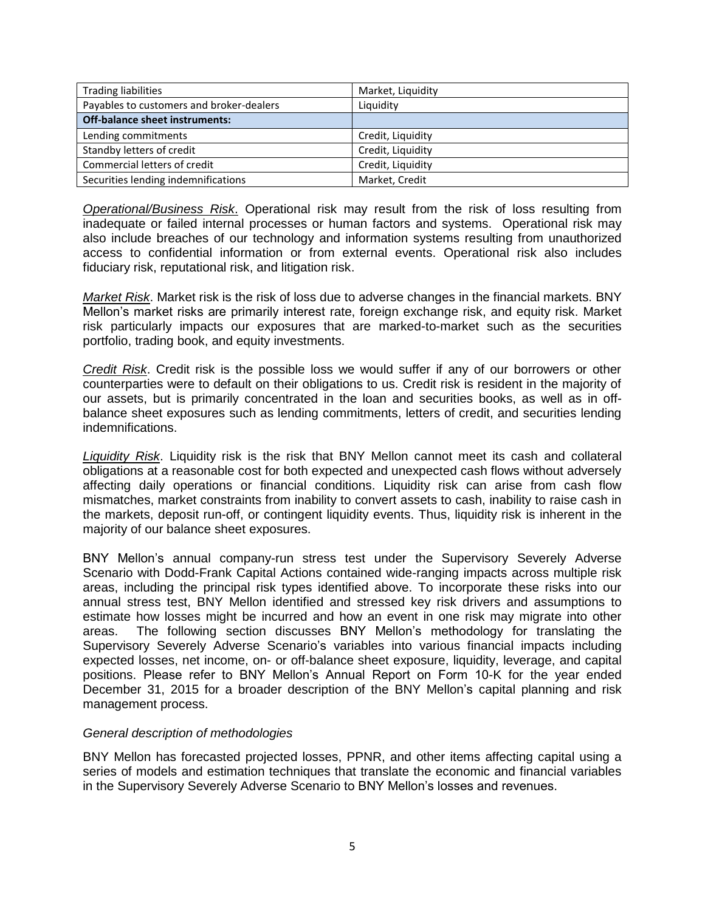| Trading liabilities | Market, Liquidity |
| --- | --- |
| Payables to customers and broker-dealers | Liquidity |
| **Off-balance sheet instruments:** | |
| Lending commitments | Credit, Liquidity |
| Standby letters of credit | Credit, Liquidity |
| Commercial letters of credit | Credit, Liquidity |
| Securities lending indemnifications | Market, Credit |

*Operational/Business Risk*. Operational risk may result from the risk of loss resulting from inadequate or failed internal processes or human factors and systems. Operational risk may also include breaches of our technology and information systems resulting from unauthorized access to confidential information or from external events. Operational risk also includes fiduciary risk, reputational risk, and litigation risk.

*Market Risk*. Market risk is the risk of loss due to adverse changes in the financial markets. BNY Mellon's market risks are primarily interest rate, foreign exchange risk, and equity risk. Market risk particularly impacts our exposures that are marked-to-market such as the securities portfolio, trading book, and equity investments.

*Credit Risk*. Credit risk is the possible loss we would suffer if any of our borrowers or other counterparties were to default on their obligations to us. Credit risk is resident in the majority of our assets, but is primarily concentrated in the loan and securities books, as well as in off-balance sheet exposures such as lending commitments, letters of credit, and securities lending indemnifications.

*Liquidity Risk*. Liquidity risk is the risk that BNY Mellon cannot meet its cash and collateral obligations at a reasonable cost for both expected and unexpected cash flows without adversely affecting daily operations or financial conditions. Liquidity risk can arise from cash flow mismatches, market constraints from inability to convert assets to cash, inability to raise cash in the markets, deposit run-off, or contingent liquidity events. Thus, liquidity risk is inherent in the majority of our balance sheet exposures.

BNY Mellon's annual company-run stress test under the Supervisory Severely Adverse Scenario with Dodd-Frank Capital Actions contained wide-ranging impacts across multiple risk areas, including the principal risk types identified above. To incorporate these risks into our annual stress test, BNY Mellon identified and stressed key risk drivers and assumptions to estimate how losses might be incurred and how an event in one risk may migrate into other areas. The following section discusses BNY Mellon's methodology for translating the Supervisory Severely Adverse Scenario's variables into various financial impacts including expected losses, net income, on- or off-balance sheet exposure, liquidity, leverage, and capital positions. Please refer to BNY Mellon's Annual Report on Form 10-K for the year ended December 31, 2015 for a broader description of the BNY Mellon's capital planning and risk management process.

*General description of methodologies*

BNY Mellon has forecasted projected losses, PPNR, and other items affecting capital using a series of models and estimation techniques that translate the economic and financial variables in the Supervisory Severely Adverse Scenario to BNY Mellon's losses and revenues.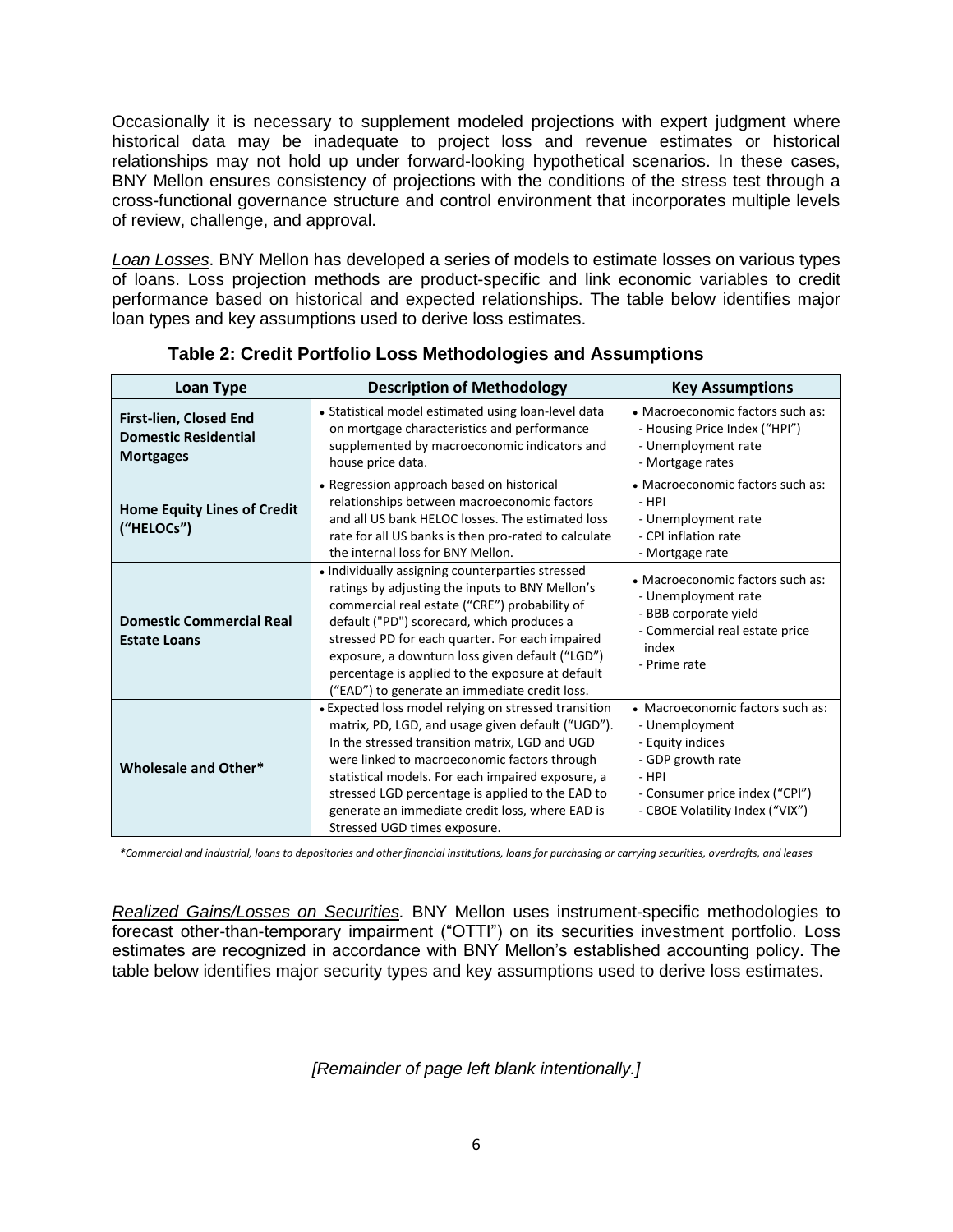Occasionally it is necessary to supplement modeled projections with expert judgment where historical data may be inadequate to project loss and revenue estimates or historical relationships may not hold up under forward-looking hypothetical scenarios. In these cases, BNY Mellon ensures consistency of projections with the conditions of the stress test through a cross-functional governance structure and control environment that incorporates multiple levels of review, challenge, and approval.

*Loan Losses*. BNY Mellon has developed a series of models to estimate losses on various types of loans. Loss projection methods are product-specific and link economic variables to credit performance based on historical and expected relationships. The table below identifies major loan types and key assumptions used to derive loss estimates.

**Table 2: Credit Portfolio Loss Methodologies and Assumptions**

| Loan Type | Description of Methodology | Key Assumptions |
|---|---|---|
| **First-lien, Closed End Domestic Residential Mortgages** | • Statistical model estimated using loan-level data on mortgage characteristics and performance supplemented by macroeconomic indicators and house price data. | • Macroeconomic factors such as:<br>- Housing Price Index ("HPI")<br>- Unemployment rate<br>- Mortgage rates |
| **Home Equity Lines of Credit ("HELOCs")** | • Regression approach based on historical relationships between macroeconomic factors and all US bank HELOC losses. The estimated loss rate for all US banks is then pro-rated to calculate the internal loss for BNY Mellon. | • Macroeconomic factors such as:<br>- HPI<br>- Unemployment rate<br>- CPI inflation rate<br>- Mortgage rate |
| **Domestic Commercial Real Estate Loans** | • Individually assigning counterparties stressed ratings by adjusting the inputs to BNY Mellon's commercial real estate ("CRE") probability of default ("PD") scorecard, which produces a stressed PD for each quarter. For each impaired exposure, a downturn loss given default ("LGD") percentage is applied to the exposure at default ("EAD") to generate an immediate credit loss. | • Macroeconomic factors such as:<br>- Unemployment rate<br>- BBB corporate yield<br>- Commercial real estate price index<br>- Prime rate |
| **Wholesale and Other*** | • Expected loss model relying on stressed transition matrix, PD, LGD, and usage given default ("UGD"). In the stressed transition matrix, LGD and UGD were linked to macroeconomic factors through statistical models. For each impaired exposure, a stressed LGD percentage is applied to the EAD to generate an immediate credit loss, where EAD is Stressed UGD times exposure. | • Macroeconomic factors such as:<br>- Unemployment<br>- Equity indices<br>- GDP growth rate<br>- HPI<br>- Consumer price index ("CPI")<br>- CBOE Volatility Index ("VIX") |

*\*Commercial and industrial, loans to depositories and other financial institutions, loans for purchasing or carrying securities, overdrafts, and leases*

*Realized Gains/Losses on Securities.* BNY Mellon uses instrument-specific methodologies to forecast other-than-temporary impairment ("OTTI") on its securities investment portfolio. Loss estimates are recognized in accordance with BNY Mellon's established accounting policy. The table below identifies major security types and key assumptions used to derive loss estimates.

*[Remainder of page left blank intentionally.]*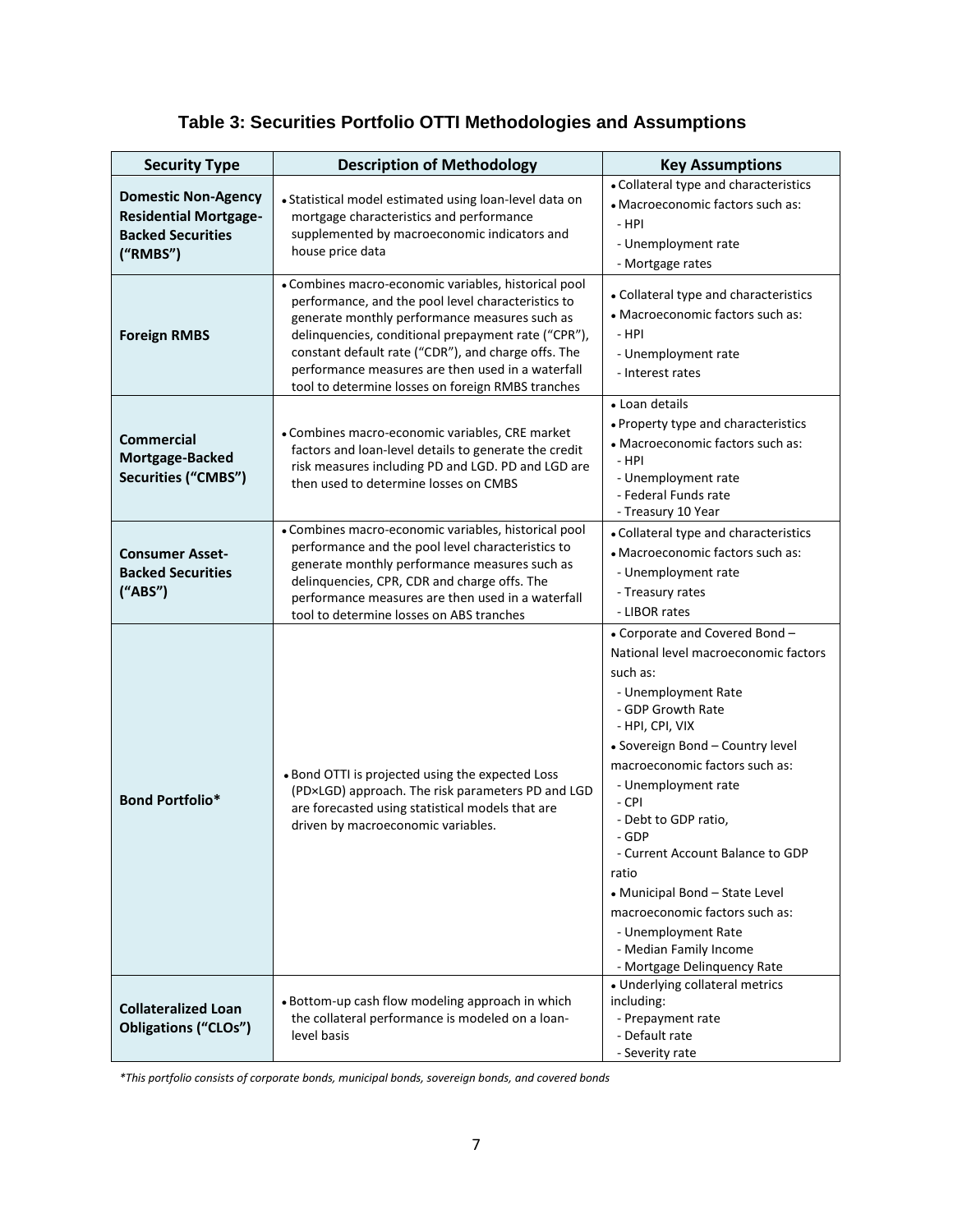## Table 3: Securities Portfolio OTTI Methodologies and Assumptions

| Security Type | Description of Methodology | Key Assumptions |
|---|---|---|
| **Domestic Non-Agency Residential Mortgage-Backed Securities ("RMBS")** | • Statistical model estimated using loan-level data on mortgage characteristics and performance supplemented by macroeconomic indicators and house price data | • Collateral type and characteristics<br>• Macroeconomic factors such as:<br>- HPI<br>- Unemployment rate<br>- Mortgage rates |
| **Foreign RMBS** | • Combines macro-economic variables, historical pool performance, and the pool level characteristics to generate monthly performance measures such as delinquencies, conditional prepayment rate ("CPR"), constant default rate ("CDR"), and charge offs. The performance measures are then used in a waterfall tool to determine losses on foreign RMBS tranches | • Collateral type and characteristics<br>• Macroeconomic factors such as:<br>- HPI<br>- Unemployment rate<br>- Interest rates |
| **Commercial Mortgage-Backed Securities ("CMBS")** | • Combines macro-economic variables, CRE market factors and loan-level details to generate the credit risk measures including PD and LGD. PD and LGD are then used to determine losses on CMBS | • Loan details<br>• Property type and characteristics<br>• Macroeconomic factors such as:<br>- HPI<br>- Unemployment rate<br>- Federal Funds rate<br>- Treasury 10 Year |
| **Consumer Asset-Backed Securities ("ABS")** | • Combines macro-economic variables, historical pool performance and the pool level characteristics to generate monthly performance measures such as delinquencies, CPR, CDR and charge offs. The performance measures are then used in a waterfall tool to determine losses on ABS tranches | • Collateral type and characteristics<br>• Macroeconomic factors such as:<br>- Unemployment rate<br>- Treasury rates<br>- LIBOR rates |
| **Bond Portfolio*** | • Bond OTTI is projected using the expected Loss (PD×LGD) approach. The risk parameters PD and LGD are forecasted using statistical models that are driven by macroeconomic variables. | • Corporate and Covered Bond – National level macroeconomic factors such as:<br>- Unemployment Rate<br>- GDP Growth Rate<br>- HPI, CPI, VIX<br>• Sovereign Bond – Country level macroeconomic factors such as:<br>- Unemployment rate<br>- CPI<br>- Debt to GDP ratio,<br>- GDP<br>- Current Account Balance to GDP ratio<br>• Municipal Bond – State Level macroeconomic factors such as:<br>- Unemployment Rate<br>- Median Family Income<br>- Mortgage Delinquency Rate |
| **Collateralized Loan Obligations ("CLOs")** | • Bottom-up cash flow modeling approach in which the collateral performance is modeled on a loan-level basis | • Underlying collateral metrics including:<br>- Prepayment rate<br>- Default rate<br>- Severity rate |

*\*This portfolio consists of corporate bonds, municipal bonds, sovereign bonds, and covered bonds*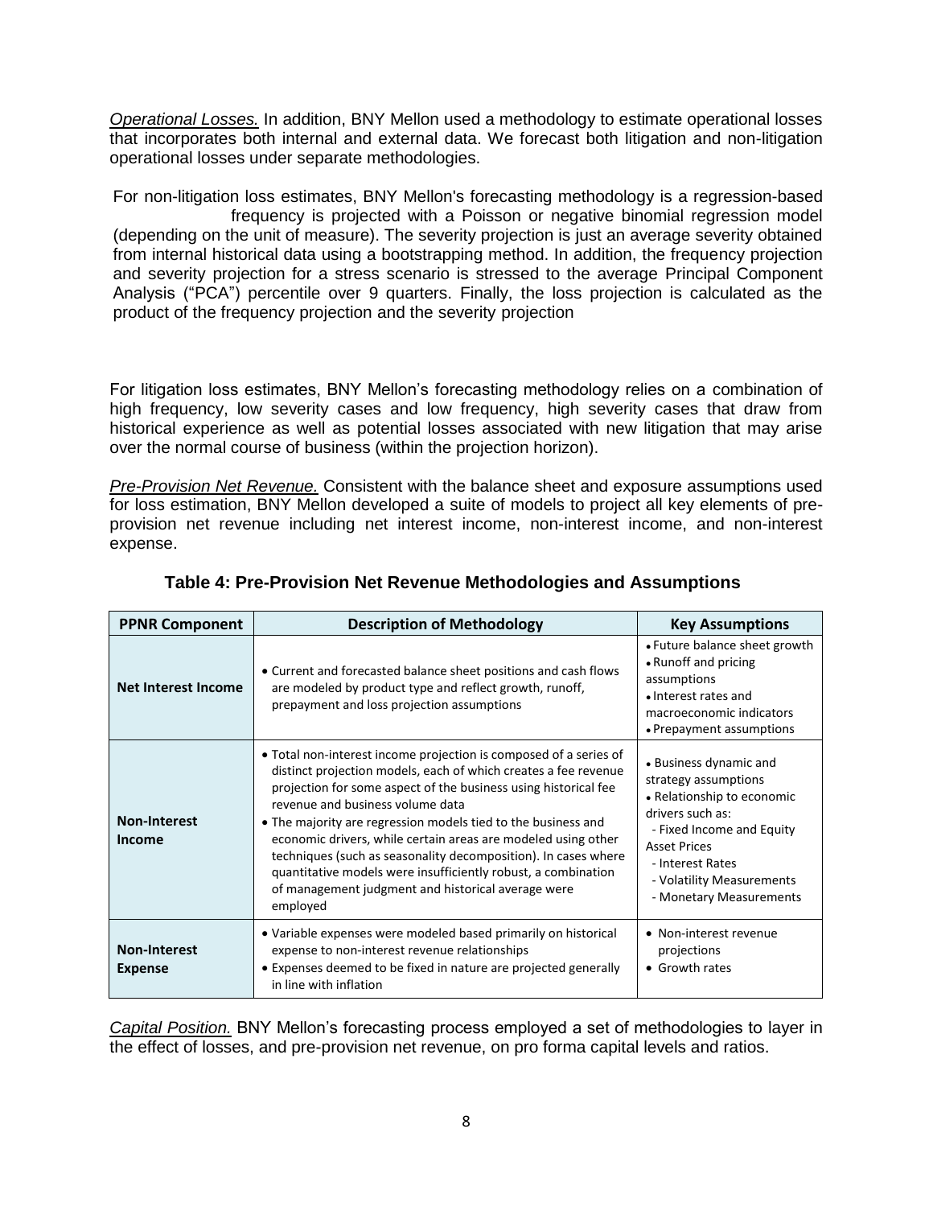*Operational Losses.* In addition, BNY Mellon used a methodology to estimate operational losses that incorporates both internal and external data. We forecast both litigation and non-litigation operational losses under separate methodologies.

For non-litigation loss estimates, BNY Mellon's forecasting methodology is a regression-based frequency is projected with a Poisson or negative binomial regression model (depending on the unit of measure). The severity projection is just an average severity obtained from internal historical data using a bootstrapping method. In addition, the frequency projection and severity projection for a stress scenario is stressed to the average Principal Component Analysis ("PCA") percentile over 9 quarters. Finally, the loss projection is calculated as the product of the frequency projection and the severity projection

For litigation loss estimates, BNY Mellon's forecasting methodology relies on a combination of high frequency, low severity cases and low frequency, high severity cases that draw from historical experience as well as potential losses associated with new litigation that may arise over the normal course of business (within the projection horizon).

*Pre-Provision Net Revenue.* Consistent with the balance sheet and exposure assumptions used for loss estimation, BNY Mellon developed a suite of models to project all key elements of pre-provision net revenue including net interest income, non-interest income, and non-interest expense.

**Table 4: Pre-Provision Net Revenue Methodologies and Assumptions**

| PPNR Component | Description of Methodology | Key Assumptions |
|---|---|---|
| **Net Interest Income** | • Current and forecasted balance sheet positions and cash flows are modeled by product type and reflect growth, runoff, prepayment and loss projection assumptions | • Future balance sheet growth<br>• Runoff and pricing assumptions<br>• Interest rates and macroeconomic indicators<br>• Prepayment assumptions |
| **Non-Interest Income** | • Total non-interest income projection is composed of a series of distinct projection models, each of which creates a fee revenue projection for some aspect of the business using historical fee revenue and business volume data<br>• The majority are regression models tied to the business and economic drivers, while certain areas are modeled using other techniques (such as seasonality decomposition). In cases where quantitative models were insufficiently robust, a combination of management judgment and historical average were employed | • Business dynamic and strategy assumptions<br>• Relationship to economic drivers such as:<br>- Fixed Income and Equity Asset Prices<br>- Interest Rates<br>- Volatility Measurements<br>- Monetary Measurements |
| **Non-Interest Expense** | • Variable expenses were modeled based primarily on historical expense to non-interest revenue relationships<br>• Expenses deemed to be fixed in nature are projected generally in line with inflation | • Non-interest revenue projections<br>• Growth rates |

*Capital Position.* BNY Mellon's forecasting process employed a set of methodologies to layer in the effect of losses, and pre-provision net revenue, on pro forma capital levels and ratios.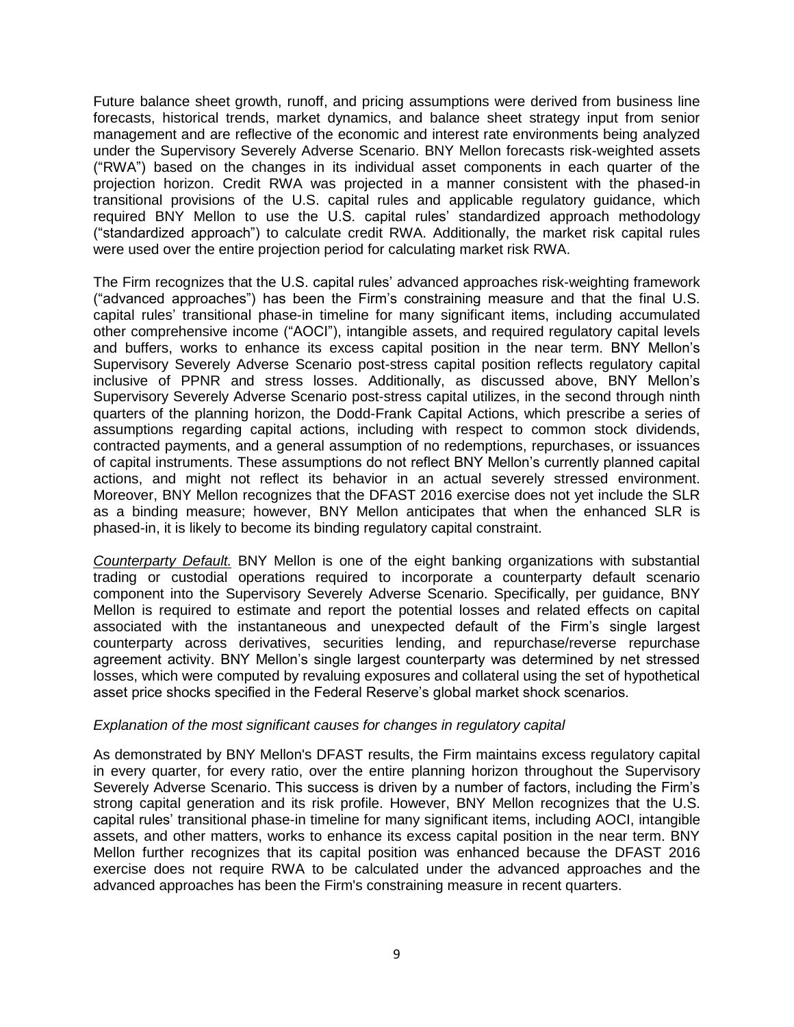Future balance sheet growth, runoff, and pricing assumptions were derived from business line forecasts, historical trends, market dynamics, and balance sheet strategy input from senior management and are reflective of the economic and interest rate environments being analyzed under the Supervisory Severely Adverse Scenario. BNY Mellon forecasts risk-weighted assets ("RWA") based on the changes in its individual asset components in each quarter of the projection horizon. Credit RWA was projected in a manner consistent with the phased-in transitional provisions of the U.S. capital rules and applicable regulatory guidance, which required BNY Mellon to use the U.S. capital rules' standardized approach methodology ("standardized approach") to calculate credit RWA. Additionally, the market risk capital rules were used over the entire projection period for calculating market risk RWA.

The Firm recognizes that the U.S. capital rules' advanced approaches risk-weighting framework ("advanced approaches") has been the Firm's constraining measure and that the final U.S. capital rules' transitional phase-in timeline for many significant items, including accumulated other comprehensive income ("AOCI"), intangible assets, and required regulatory capital levels and buffers, works to enhance its excess capital position in the near term. BNY Mellon's Supervisory Severely Adverse Scenario post-stress capital position reflects regulatory capital inclusive of PPNR and stress losses. Additionally, as discussed above, BNY Mellon's Supervisory Severely Adverse Scenario post-stress capital utilizes, in the second through ninth quarters of the planning horizon, the Dodd-Frank Capital Actions, which prescribe a series of assumptions regarding capital actions, including with respect to common stock dividends, contracted payments, and a general assumption of no redemptions, repurchases, or issuances of capital instruments. These assumptions do not reflect BNY Mellon's currently planned capital actions, and might not reflect its behavior in an actual severely stressed environment. Moreover, BNY Mellon recognizes that the DFAST 2016 exercise does not yet include the SLR as a binding measure; however, BNY Mellon anticipates that when the enhanced SLR is phased-in, it is likely to become its binding regulatory capital constraint.

*Counterparty Default.* BNY Mellon is one of the eight banking organizations with substantial trading or custodial operations required to incorporate a counterparty default scenario component into the Supervisory Severely Adverse Scenario. Specifically, per guidance, BNY Mellon is required to estimate and report the potential losses and related effects on capital associated with the instantaneous and unexpected default of the Firm's single largest counterparty across derivatives, securities lending, and repurchase/reverse repurchase agreement activity. BNY Mellon's single largest counterparty was determined by net stressed losses, which were computed by revaluing exposures and collateral using the set of hypothetical asset price shocks specified in the Federal Reserve's global market shock scenarios.

*Explanation of the most significant causes for changes in regulatory capital*

As demonstrated by BNY Mellon's DFAST results, the Firm maintains excess regulatory capital in every quarter, for every ratio, over the entire planning horizon throughout the Supervisory Severely Adverse Scenario. This success is driven by a number of factors, including the Firm's strong capital generation and its risk profile. However, BNY Mellon recognizes that the U.S. capital rules' transitional phase-in timeline for many significant items, including AOCI, intangible assets, and other matters, works to enhance its excess capital position in the near term. BNY Mellon further recognizes that its capital position was enhanced because the DFAST 2016 exercise does not require RWA to be calculated under the advanced approaches and the advanced approaches has been the Firm's constraining measure in recent quarters.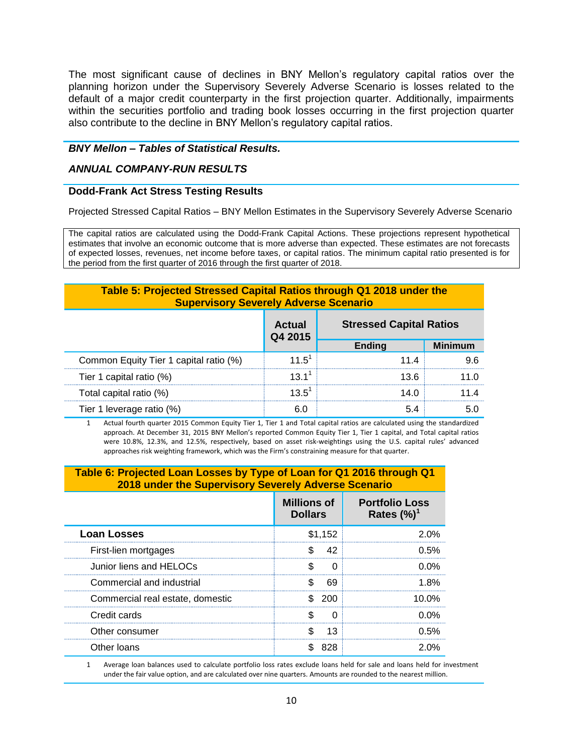The most significant cause of declines in BNY Mellon's regulatory capital ratios over the planning horizon under the Supervisory Severely Adverse Scenario is losses related to the default of a major credit counterparty in the first projection quarter. Additionally, impairments within the securities portfolio and trading book losses occurring in the first projection quarter also contribute to the decline in BNY Mellon's regulatory capital ratios.

## *BNY Mellon – Tables of Statistical Results.*

### *ANNUAL COMPANY-RUN RESULTS*

### Dodd-Frank Act Stress Testing Results

Projected Stressed Capital Ratios – BNY Mellon Estimates in the Supervisory Severely Adverse Scenario

> The capital ratios are calculated using the Dodd-Frank Capital Actions. These projections represent hypothetical estimates that involve an economic outcome that is more adverse than expected. These estimates are not forecasts of expected losses, revenues, net income before taxes, or capital ratios. The minimum capital ratio presented is for the period from the first quarter of 2016 through the first quarter of 2018.

**Table 5: Projected Stressed Capital Ratios through Q1 2018 under the Supervisory Severely Adverse Scenario**

| | Actual Q4 2015 | Stressed Capital Ratios | |
|---|---|---|---|
| | | Ending | Minimum |
| Common Equity Tier 1 capital ratio (%) | 11.5[1] | 11.4 | 9.6 |
| Tier 1 capital ratio (%) | 13.1[1] | 13.6 | 11.0 |
| Total capital ratio (%) | 13.5[1] | 14.0 | 11.4 |
| Tier 1 leverage ratio (%) | 6.0 | 5.4 | 5.0 |

1 Actual fourth quarter 2015 Common Equity Tier 1, Tier 1 and Total capital ratios are calculated using the standardized approach. At December 31, 2015 BNY Mellon's reported Common Equity Tier 1, Tier 1 capital, and Total capital ratios were 10.8%, 12.3%, and 12.5%, respectively, based on asset risk-weightings using the U.S. capital rules' advanced approaches risk weighting framework, which was the Firm's constraining measure for that quarter.

**Table 6: Projected Loan Losses by Type of Loan for Q1 2016 through Q1 2018 under the Supervisory Severely Adverse Scenario**

| | Millions of Dollars | Portfolio Loss Rates (%)[1] |
|---|---|---|
| **Loan Losses** | $1,152 | 2.0% |
| First-lien mortgages | $ 42 | 0.5% |
| Junior liens and HELOCs | $ 0 | 0.0% |
| Commercial and industrial | $ 69 | 1.8% |
| Commercial real estate, domestic | $ 200 | 10.0% |
| Credit cards | $ 0 | 0.0% |
| Other consumer | $ 13 | 0.5% |
| Other loans | $ 828 | 2.0% |

1 Average loan balances used to calculate portfolio loss rates exclude loans held for sale and loans held for investment under the fair value option, and are calculated over nine quarters. Amounts are rounded to the nearest million.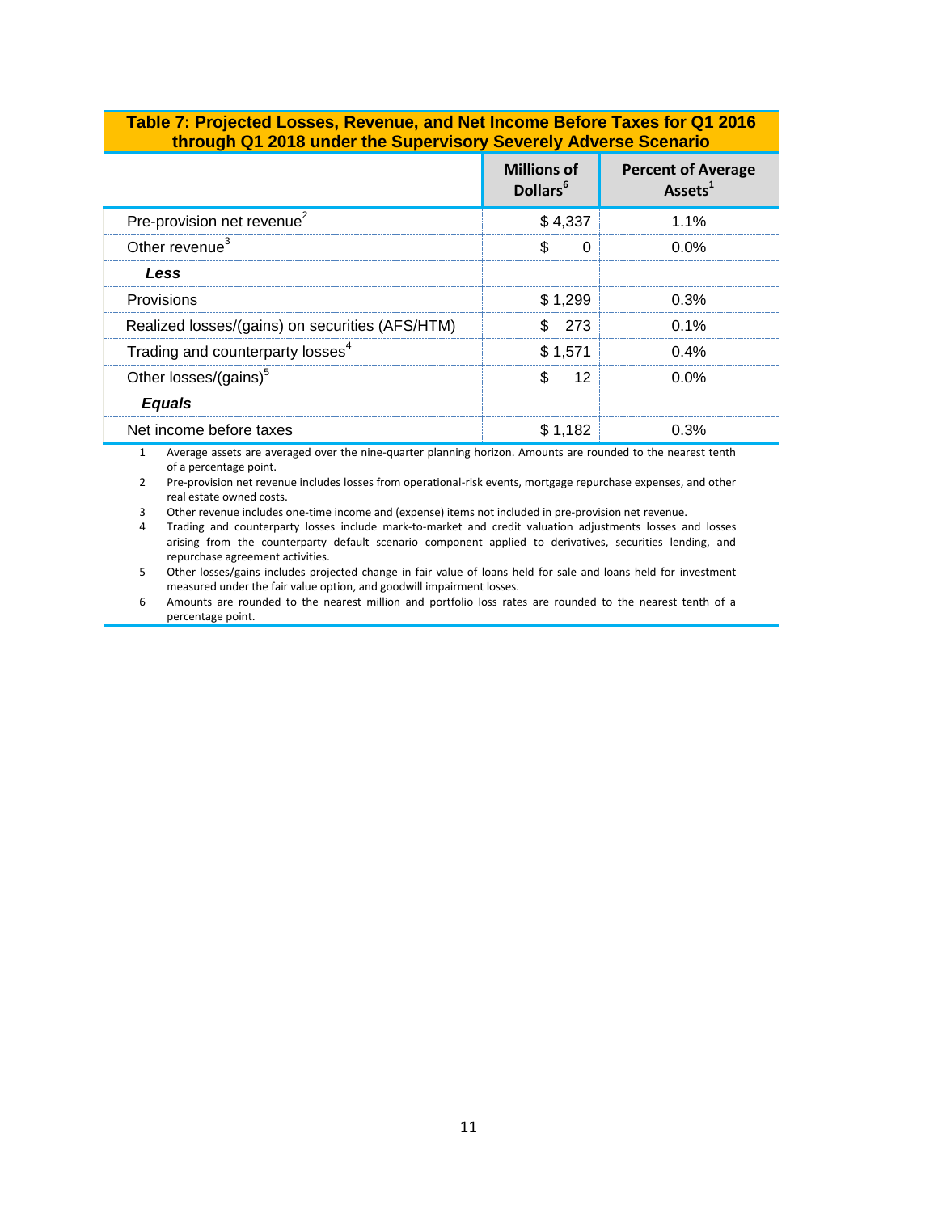**Table 7: Projected Losses, Revenue, and Net Income Before Taxes for Q1 2016 through Q1 2018 under the Supervisory Severely Adverse Scenario**

| | Millions of Dollars[6] | Percent of Average Assets[1] |
|---|---|---|
| Pre-provision net revenue[2] | $ 4,337 | 1.1% |
| Other revenue[3] | $ 0 | 0.0% |
| ***Less*** | | |
| Provisions | $ 1,299 | 0.3% |
| Realized losses/(gains) on securities (AFS/HTM) | $ 273 | 0.1% |
| Trading and counterparty losses[4] | $ 1,571 | 0.4% |
| Other losses/(gains)[5] | $ 12 | 0.0% |
| ***Equals*** | | |
| Net income before taxes | $ 1,182 | 0.3% |

1. Average assets are averaged over the nine-quarter planning horizon. Amounts are rounded to the nearest tenth of a percentage point.
2. Pre-provision net revenue includes losses from operational-risk events, mortgage repurchase expenses, and other real estate owned costs.
3. Other revenue includes one-time income and (expense) items not included in pre-provision net revenue.
4. Trading and counterparty losses include mark-to-market and credit valuation adjustments losses and losses arising from the counterparty default scenario component applied to derivatives, securities lending, and repurchase agreement activities.
5. Other losses/gains includes projected change in fair value of loans held for sale and loans held for investment measured under the fair value option, and goodwill impairment losses.
6. Amounts are rounded to the nearest million and portfolio loss rates are rounded to the nearest tenth of a percentage point.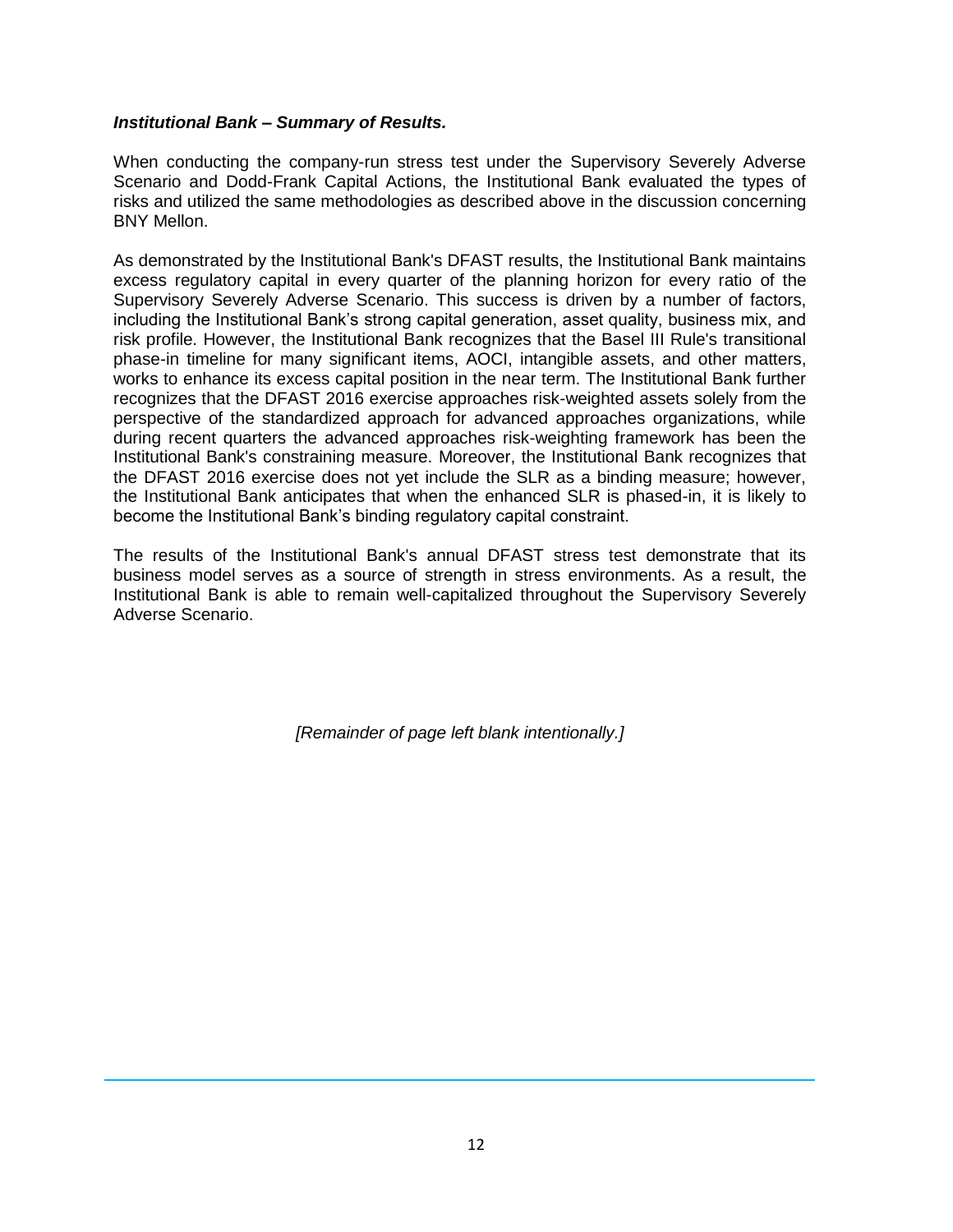***Institutional Bank – Summary of Results.***

When conducting the company-run stress test under the Supervisory Severely Adverse Scenario and Dodd-Frank Capital Actions, the Institutional Bank evaluated the types of risks and utilized the same methodologies as described above in the discussion concerning BNY Mellon.

As demonstrated by the Institutional Bank's DFAST results, the Institutional Bank maintains excess regulatory capital in every quarter of the planning horizon for every ratio of the Supervisory Severely Adverse Scenario. This success is driven by a number of factors, including the Institutional Bank's strong capital generation, asset quality, business mix, and risk profile. However, the Institutional Bank recognizes that the Basel III Rule's transitional phase-in timeline for many significant items, AOCI, intangible assets, and other matters, works to enhance its excess capital position in the near term. The Institutional Bank further recognizes that the DFAST 2016 exercise approaches risk-weighted assets solely from the perspective of the standardized approach for advanced approaches organizations, while during recent quarters the advanced approaches risk-weighting framework has been the Institutional Bank's constraining measure. Moreover, the Institutional Bank recognizes that the DFAST 2016 exercise does not yet include the SLR as a binding measure; however, the Institutional Bank anticipates that when the enhanced SLR is phased-in, it is likely to become the Institutional Bank's binding regulatory capital constraint.

The results of the Institutional Bank's annual DFAST stress test demonstrate that its business model serves as a source of strength in stress environments. As a result, the Institutional Bank is able to remain well-capitalized throughout the Supervisory Severely Adverse Scenario.

*[Remainder of page left blank intentionally.]*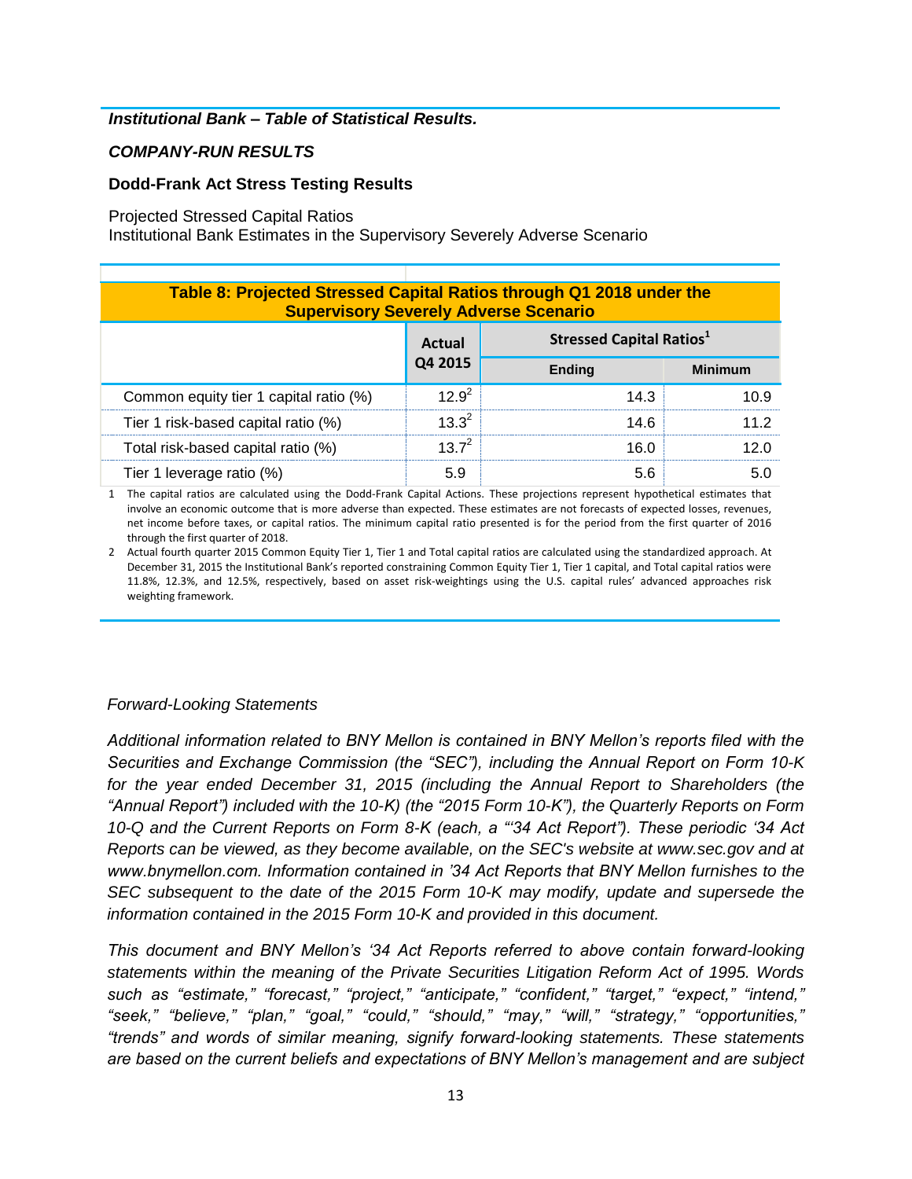***Institutional Bank – Table of Statistical Results.***

***COMPANY-RUN RESULTS***

**Dodd-Frank Act Stress Testing Results**

Projected Stressed Capital Ratios
Institutional Bank Estimates in the Supervisory Severely Adverse Scenario

**Table 8: Projected Stressed Capital Ratios through Q1 2018 under the Supervisory Severely Adverse Scenario**

| | Actual Q4 2015 | Stressed Capital Ratios[1] | |
|---|---|---|---|
| | | Ending | Minimum |
| Common equity tier 1 capital ratio (%) | 12.9[2] | 14.3 | 10.9 |
| Tier 1 risk-based capital ratio (%) | 13.3[2] | 14.6 | 11.2 |
| Total risk-based capital ratio (%) | 13.7[2] | 16.0 | 12.0 |
| Tier 1 leverage ratio (%) | 5.9 | 5.6 | 5.0 |

1 The capital ratios are calculated using the Dodd-Frank Capital Actions. These projections represent hypothetical estimates that involve an economic outcome that is more adverse than expected. These estimates are not forecasts of expected losses, revenues, net income before taxes, or capital ratios. The minimum capital ratio presented is for the period from the first quarter of 2016 through the first quarter of 2018.

2 Actual fourth quarter 2015 Common Equity Tier 1, Tier 1 and Total capital ratios are calculated using the standardized approach. At December 31, 2015 the Institutional Bank's reported constraining Common Equity Tier 1, Tier 1 capital, and Total capital ratios were 11.8%, 12.3%, and 12.5%, respectively, based on asset risk-weightings using the U.S. capital rules' advanced approaches risk weighting framework.

*Forward-Looking Statements*

*Additional information related to BNY Mellon is contained in BNY Mellon's reports filed with the Securities and Exchange Commission (the "SEC"), including the Annual Report on Form 10-K for the year ended December 31, 2015 (including the Annual Report to Shareholders (the "Annual Report") included with the 10-K) (the "2015 Form 10-K"), the Quarterly Reports on Form 10-Q and the Current Reports on Form 8-K (each, a "'34 Act Report"). These periodic '34 Act Reports can be viewed, as they become available, on the SEC's website at www.sec.gov and at www.bnymellon.com. Information contained in '34 Act Reports that BNY Mellon furnishes to the SEC subsequent to the date of the 2015 Form 10-K may modify, update and supersede the information contained in the 2015 Form 10-K and provided in this document.*

*This document and BNY Mellon's '34 Act Reports referred to above contain forward-looking statements within the meaning of the Private Securities Litigation Reform Act of 1995. Words such as "estimate," "forecast," "project," "anticipate," "confident," "target," "expect," "intend," "seek," "believe," "plan," "goal," "could," "should," "may," "will," "strategy," "opportunities," "trends" and words of similar meaning, signify forward-looking statements. These statements are based on the current beliefs and expectations of BNY Mellon's management and are subject*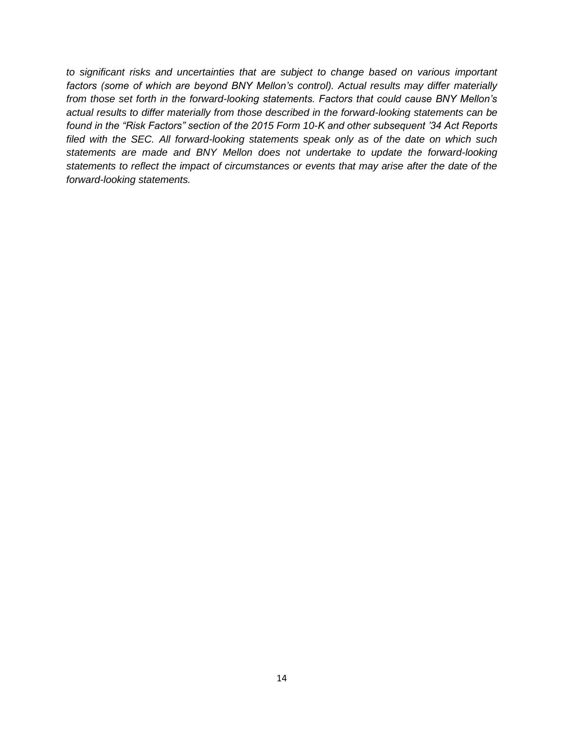*to significant risks and uncertainties that are subject to change based on various important factors (some of which are beyond BNY Mellon's control). Actual results may differ materially from those set forth in the forward-looking statements. Factors that could cause BNY Mellon's actual results to differ materially from those described in the forward-looking statements can be found in the "Risk Factors" section of the 2015 Form 10-K and other subsequent '34 Act Reports filed with the SEC. All forward-looking statements speak only as of the date on which such statements are made and BNY Mellon does not undertake to update the forward-looking statements to reflect the impact of circumstances or events that may arise after the date of the forward-looking statements.*